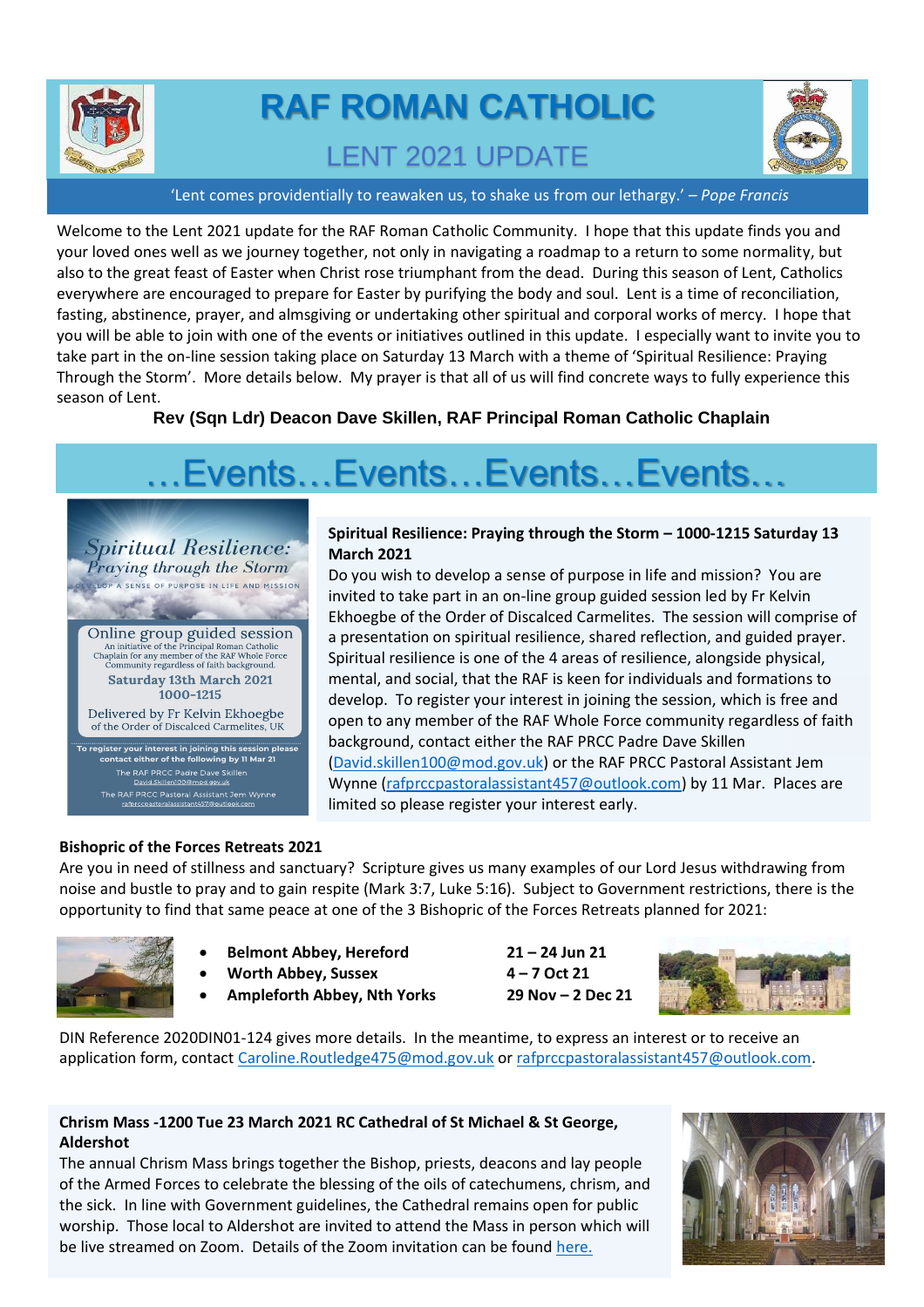# RAF ROMAN CATHOLIC

## LENT 2021 UPDATE

'Lent comes providentially to reawaken us, to shake us from our lethargy.' – *Pope Francis*

Welcome to the Lent 2021 update for the RAF Roman Catholic Community. I hope that this update finds you and your loved ones well as we journey together, not only in navigating a roadmap to a return to some normality, but also to the great feast of Easter when Christ rose triumphant from the dead. During this season of Lent, Catholics everywhere are encouraged to prepare for Easter by purifying the body and soul. Lent is a time of reconciliation, fasting, abstinence, prayer, and almsgiving or undertaking other spiritual and corporal works of mercy. I hope that you will be able to join with one of the events or initiatives outlined in this update. I especially want to invite you to take part in the on-line session taking place on Saturday 13 March with a theme of 'Spiritual Resilience: Praying Through the Storm'. More details below. My prayer is that all of us will find concrete ways to fully experience this season of Lent.

**Rev (Sqn Ldr) Deacon Dave Skillen, RAF Principal Roman Catholic Chaplain**

# …Events…Events…Events…Events…

*Spiritual Resilience: Praying through the Storm*

DEVELOP A SENSE OF PURPOSE IN LIFE AND MISSION

Online group guided session
An initiative of the Principal Roman Catholic Chaplain for any member of the RAF Whole Force Community regardless of faith background.

Saturday 13th March 2021
1000-1215

Delivered by Fr Kelvin Ekhoegbe of the Order of Discalced Carmelites, UK

To register your interest in joining this session please contact either of the following by 11 Mar 21
The RAF PRCC Padre Dave Skillen
David.Skillen100@mod.gov.uk
The RAF PRCC Pastoral Assistant Jem Wynne
rafprccpastoralassistant457@outlook.com

**Spiritual Resilience: Praying through the Storm – 1000-1215 Saturday 13 March 2021**

Do you wish to develop a sense of purpose in life and mission? You are invited to take part in an on-line group guided session led by Fr Kelvin Ekhoegbe of the Order of Discalced Carmelites. The session will comprise of a presentation on spiritual resilience, shared reflection, and guided prayer. Spiritual resilience is one of the 4 areas of resilience, alongside physical, mental, and social, that the RAF is keen for individuals and formations to develop. To register your interest in joining the session, which is free and open to any member of the RAF Whole Force community regardless of faith background, contact either the RAF PRCC Padre Dave Skillen (David.skillen100@mod.gov.uk) or the RAF PRCC Pastoral Assistant Jem Wynne (rafprccpastoralassistant457@outlook.com) by 11 Mar. Places are limited so please register your interest early.

**Bishopric of the Forces Retreats 2021**

Are you in need of stillness and sanctuary? Scripture gives us many examples of our Lord Jesus withdrawing from noise and bustle to pray and to gain respite (Mark 3:7, Luke 5:16). Subject to Government restrictions, there is the opportunity to find that same peace at one of the 3 Bishopric of the Forces Retreats planned for 2021:

- **Belmont Abbey, Hereford** — **21 – 24 Jun 21**
- **Worth Abbey, Sussex** — **4 – 7 Oct 21**
- **Ampleforth Abbey, Nth Yorks** — **29 Nov – 2 Dec 21**

DIN Reference 2020DIN01-124 gives more details. In the meantime, to express an interest or to receive an application form, contact Caroline.Routledge475@mod.gov.uk or rafprccpastoralassistant457@outlook.com.

**Chrism Mass -1200 Tue 23 March 2021 RC Cathedral of St Michael & St George, Aldershot**

The annual Chrism Mass brings together the Bishop, priests, deacons and lay people of the Armed Forces to celebrate the blessing of the oils of catechumens, chrism, and the sick. In line with Government guidelines, the Cathedral remains open for public worship. Those local to Aldershot are invited to attend the Mass in person which will be live streamed on Zoom. Details of the Zoom invitation can be found here.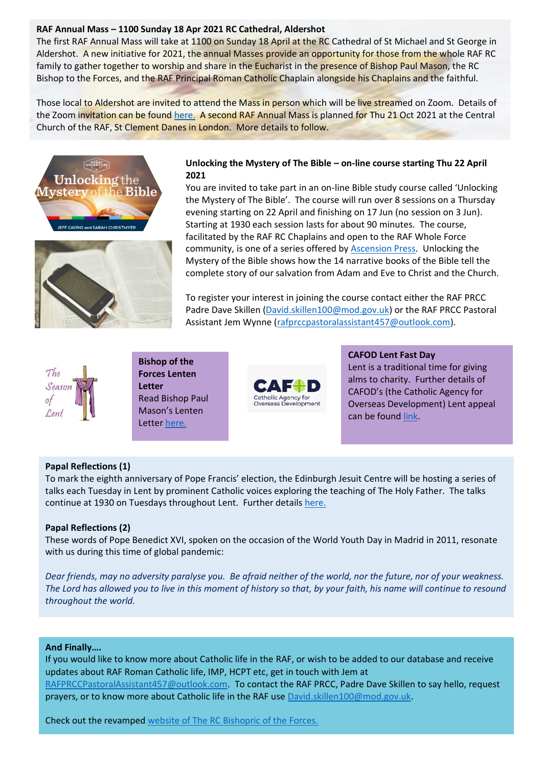**RAF Annual Mass – 1100 Sunday 18 Apr 2021 RC Cathedral, Aldershot**

The first RAF Annual Mass will take at 1100 on Sunday 18 April at the RC Cathedral of St Michael and St George in Aldershot. A new initiative for 2021, the annual Masses provide an opportunity for those from the whole RAF RC family to gather together to worship and share in the Eucharist in the presence of Bishop Paul Mason, the RC Bishop to the Forces, and the RAF Principal Roman Catholic Chaplain alongside his Chaplains and the faithful.

Those local to Aldershot are invited to attend the Mass in person which will be live streamed on Zoom. Details of the Zoom invitation can be found here. A second RAF Annual Mass is planned for Thu 21 Oct 2021 at the Central Church of the RAF, St Clement Danes in London. More details to follow.

**Unlocking the Mystery of The Bible – on-line course starting Thu 22 April 2021**

You are invited to take part in an on-line Bible study course called 'Unlocking the Mystery of The Bible'. The course will run over 8 sessions on a Thursday evening starting on 22 April and finishing on 17 Jun (no session on 3 Jun). Starting at 1930 each session lasts for about 90 minutes. The course, facilitated by the RAF RC Chaplains and open to the RAF Whole Force community, is one of a series offered by Ascension Press. Unlocking the Mystery of the Bible shows how the 14 narrative books of the Bible tell the complete story of our salvation from Adam and Eve to Christ and the Church.

To register your interest in joining the course contact either the RAF PRCC Padre Dave Skillen (David.skillen100@mod.gov.uk) or the RAF PRCC Pastoral Assistant Jem Wynne (rafprccpastoralassistant457@outlook.com).

**Bishop of the Forces Lenten Letter**

Read Bishop Paul Mason's Lenten Letter here.

**CAFOD Lent Fast Day**

Lent is a traditional time for giving alms to charity. Further details of CAFOD's (the Catholic Agency for Overseas Development) Lent appeal can be found link.

**Papal Reflections (1)**

To mark the eighth anniversary of Pope Francis' election, the Edinburgh Jesuit Centre will be hosting a series of talks each Tuesday in Lent by prominent Catholic voices exploring the teaching of The Holy Father. The talks continue at 1930 on Tuesdays throughout Lent. Further details here.

**Papal Reflections (2)**

These words of Pope Benedict XVI, spoken on the occasion of the World Youth Day in Madrid in 2011, resonate with us during this time of global pandemic:

*Dear friends, may no adversity paralyse you. Be afraid neither of the world, nor the future, nor of your weakness. The Lord has allowed you to live in this moment of history so that, by your faith, his name will continue to resound throughout the world.*

**And Finally….**

If you would like to know more about Catholic life in the RAF, or wish to be added to our database and receive updates about RAF Roman Catholic life, IMP, HCPT etc, get in touch with Jem at RAFPRCCPastoralAssistant457@outlook.com. To contact the RAF PRCC, Padre Dave Skillen to say hello, request prayers, or to know more about Catholic life in the RAF use David.skillen100@mod.gov.uk.

Check out the revamped website of The RC Bishopric of the Forces.